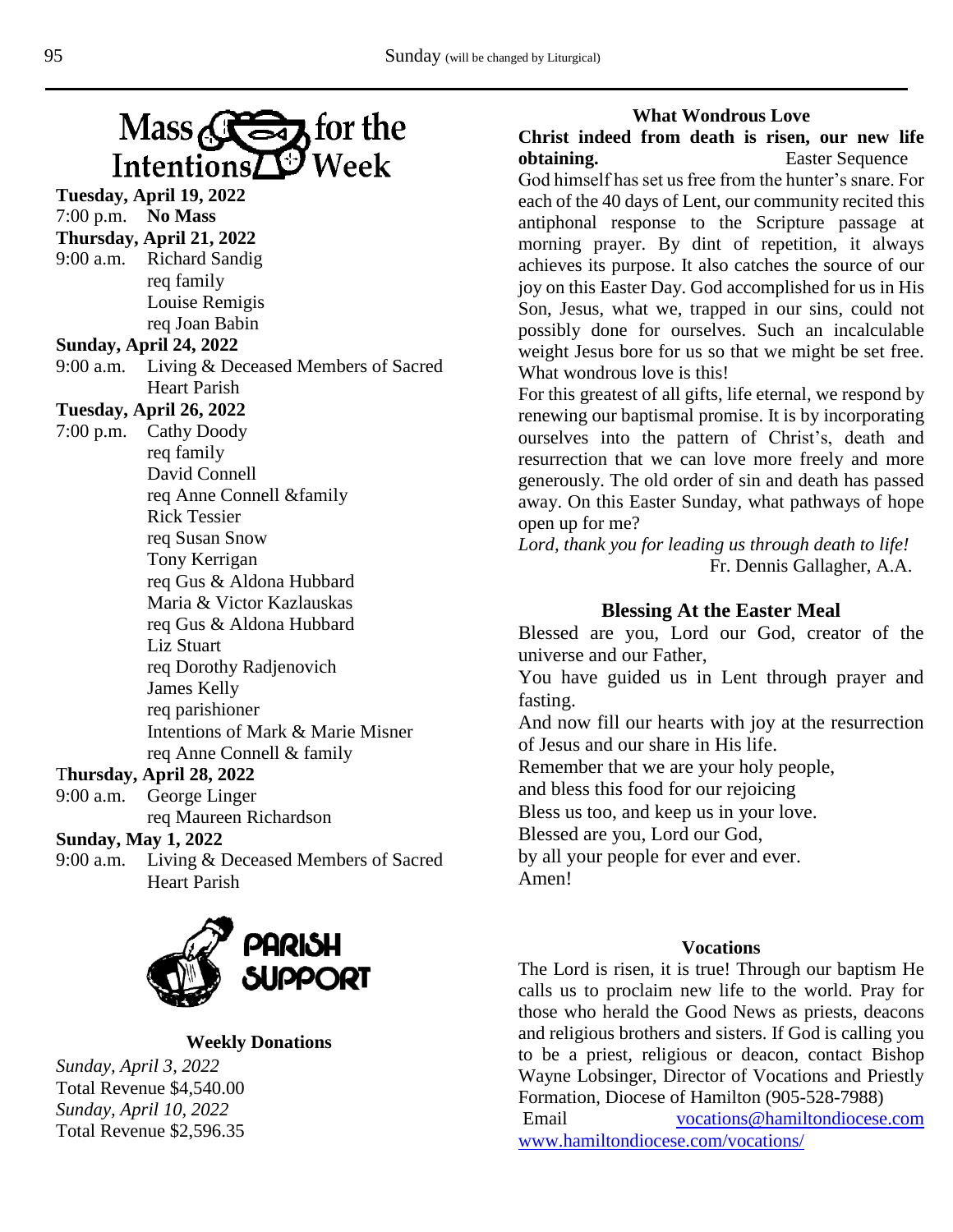## Mass for the Intentions Week

**Tuesday, April 19, 2022**
7:00 p.m. **No Mass**

**Thursday, April 21, 2022**
9:00 a.m. Richard Sandig
req family
Louise Remigis
req Joan Babin

**Sunday, April 24, 2022**
9:00 a.m. Living & Deceased Members of Sacred Heart Parish

**Tuesday, April 26, 2022**
7:00 p.m. Cathy Doody
req family
David Connell
req Anne Connell &family
Rick Tessier
req Susan Snow
Tony Kerrigan
req Gus & Aldona Hubbard
Maria & Victor Kazlauskas
req Gus & Aldona Hubbard
Liz Stuart
req Dorothy Radjenovich
James Kelly
req parishioner
Intentions of Mark & Marie Misner
req Anne Connell & family

**Thursday, April 28, 2022**
9:00 a.m. George Linger
req Maureen Richardson

**Sunday, May 1, 2022**
9:00 a.m. Living & Deceased Members of Sacred Heart Parish

## PARISH SUPPORT

**Weekly Donations**

*Sunday, April 3, 2022*
Total Revenue $4,540.00
*Sunday, April 10, 2022*
Total Revenue $2,596.35

### What Wondrous Love

**Christ indeed from death is risen, our new life obtaining.** Easter Sequence

God himself has set us free from the hunter's snare. For each of the 40 days of Lent, our community recited this antiphonal response to the Scripture passage at morning prayer. By dint of repetition, it always achieves its purpose. It also catches the source of our joy on this Easter Day. God accomplished for us in His Son, Jesus, what we, trapped in our sins, could not possibly done for ourselves. Such an incalculable weight Jesus bore for us so that we might be set free. What wondrous love is this!

For this greatest of all gifts, life eternal, we respond by renewing our baptismal promise. It is by incorporating ourselves into the pattern of Christ's, death and resurrection that we can love more freely and more generously. The old order of sin and death has passed away. On this Easter Sunday, what pathways of hope open up for me?

*Lord, thank you for leading us through death to life!*

Fr. Dennis Gallagher, A.A.

### Blessing At the Easter Meal

Blessed are you, Lord our God, creator of the universe and our Father,
You have guided us in Lent through prayer and fasting.
And now fill our hearts with joy at the resurrection of Jesus and our share in His life.
Remember that we are your holy people,
and bless this food for our rejoicing
Bless us too, and keep us in your love.
Blessed are you, Lord our God,
by all your people for ever and ever.
Amen!

### Vocations

The Lord is risen, it is true! Through our baptism He calls us to proclaim new life to the world. Pray for those who herald the Good News as priests, deacons and religious brothers and sisters. If God is calling you to be a priest, religious or deacon, contact Bishop Wayne Lobsinger, Director of Vocations and Priestly Formation, Diocese of Hamilton (905-528-7988)
Email vocations@hamiltondiocese.com
www.hamiltondiocese.com/vocations/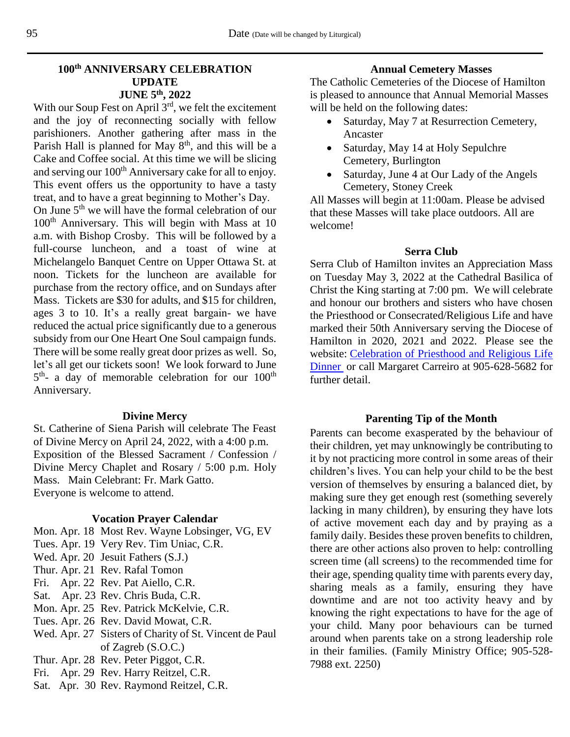## 100th ANNIVERSARY CELEBRATION UPDATE JUNE 5th, 2022

With our Soup Fest on April 3rd, we felt the excitement and the joy of reconnecting socially with fellow parishioners. Another gathering after mass in the Parish Hall is planned for May 8th, and this will be a Cake and Coffee social. At this time we will be slicing and serving our 100th Anniversary cake for all to enjoy. This event offers us the opportunity to have a tasty treat, and to have a great beginning to Mother's Day. On June 5th we will have the formal celebration of our 100th Anniversary. This will begin with Mass at 10 a.m. with Bishop Crosby. This will be followed by a full-course luncheon, and a toast of wine at Michelangelo Banquet Centre on Upper Ottawa St. at noon. Tickets for the luncheon are available for purchase from the rectory office, and on Sundays after Mass. Tickets are $30 for adults, and $15 for children, ages 3 to 10. It's a really great bargain- we have reduced the actual price significantly due to a generous subsidy from our One Heart One Soul campaign funds. There will be some really great door prizes as well. So, let's all get our tickets soon! We look forward to June 5th- a day of memorable celebration for our 100th Anniversary.

## Divine Mercy

St. Catherine of Siena Parish will celebrate The Feast of Divine Mercy on April 24, 2022, with a 4:00 p.m. Exposition of the Blessed Sacrament / Confession / Divine Mercy Chaplet and Rosary / 5:00 p.m. Holy Mass. Main Celebrant: Fr. Mark Gatto.
Everyone is welcome to attend.

## Vocation Prayer Calendar

| | |
|---|---|
| Mon. Apr. 18 | Most Rev. Wayne Lobsinger, VG, EV |
| Tues. Apr. 19 | Very Rev. Tim Uniac, C.R. |
| Wed. Apr. 20 | Jesuit Fathers (S.J.) |
| Thur. Apr. 21 | Rev. Rafal Tomon |
| Fri. Apr. 22 | Rev. Pat Aiello, C.R. |
| Sat. Apr. 23 | Rev. Chris Buda, C.R. |
| Mon. Apr. 25 | Rev. Patrick McKelvie, C.R. |
| Tues. Apr. 26 | Rev. David Mowat, C.R. |
| Wed. Apr. 27 | Sisters of Charity of St. Vincent de Paul of Zagreb (S.O.C.) |
| Thur. Apr. 28 | Rev. Peter Piggot, C.R. |
| Fri. Apr. 29 | Rev. Harry Reitzel, C.R. |
| Sat. Apr. 30 | Rev. Raymond Reitzel, C.R. |

## Annual Cemetery Masses

The Catholic Cemeteries of the Diocese of Hamilton is pleased to announce that Annual Memorial Masses will be held on the following dates:

- Saturday, May 7 at Resurrection Cemetery, Ancaster
- Saturday, May 14 at Holy Sepulchre Cemetery, Burlington
- Saturday, June 4 at Our Lady of the Angels Cemetery, Stoney Creek

All Masses will begin at 11:00am. Please be advised that these Masses will take place outdoors. All are welcome!

## Serra Club

Serra Club of Hamilton invites an Appreciation Mass on Tuesday May 3, 2022 at the Cathedral Basilica of Christ the King starting at 7:00 pm. We will celebrate and honour our brothers and sisters who have chosen the Priesthood or Consecrated/Religious Life and have marked their 50th Anniversary serving the Diocese of Hamilton in 2020, 2021 and 2022. Please see the website: Celebration of Priesthood and Religious Life Dinner or call Margaret Carreiro at 905-628-5682 for further detail.

## Parenting Tip of the Month

Parents can become exasperated by the behaviour of their children, yet may unknowingly be contributing to it by not practicing more control in some areas of their children's lives. You can help your child to be the best version of themselves by ensuring a balanced diet, by making sure they get enough rest (something severely lacking in many children), by ensuring they have lots of active movement each day and by praying as a family daily. Besides these proven benefits to children, there are other actions also proven to help: controlling screen time (all screens) to the recommended time for their age, spending quality time with parents every day, sharing meals as a family, ensuring they have downtime and are not too activity heavy and by knowing the right expectations to have for the age of your child. Many poor behaviours can be turned around when parents take on a strong leadership role in their families. (Family Ministry Office; 905-528-7988 ext. 2250)